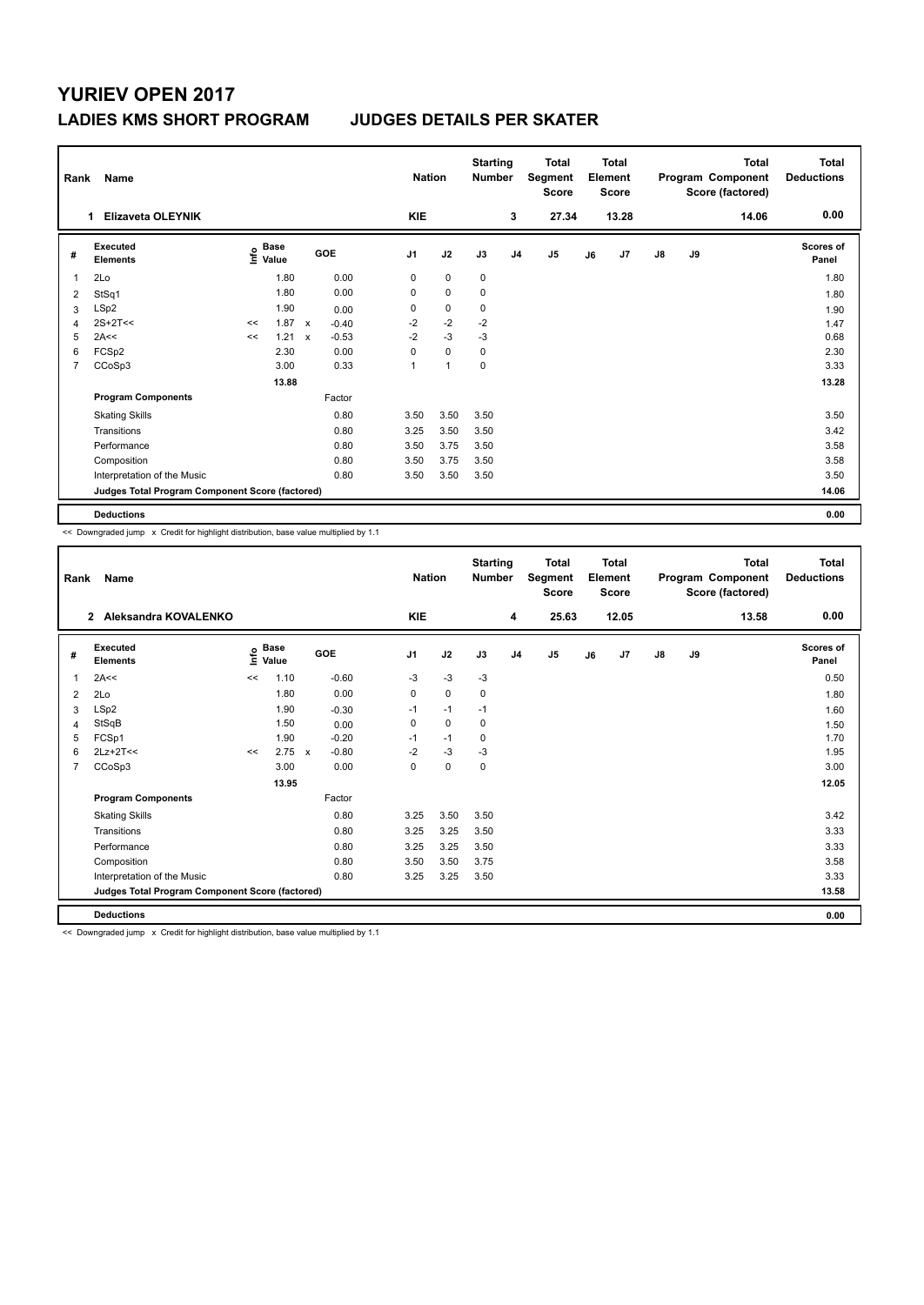# YURIEV OPEN 2017

## LADIES KMS SHORT PROGRAM — JUDGES DETAILS PER SKATER

| Rank | Name | Nation | Starting Number | Total Segment Score | Total Element Score | Total Program Component Score (factored) | Total Deductions |
|---|---|---|---|---|---|---|---|
| 1 | Elizaveta OLEYNIK | KIE | 3 | 27.34 | 13.28 | 14.06 | 0.00 |

| # | Executed Elements | Info | Base Value | | GOE | J1 | J2 | J3 | J4 | J5 | J6 | J7 | J8 | J9 | Scores of Panel |
|---|---|---|---|---|---|---|---|---|---|---|---|---|---|---|---|
| 1 | 2Lo | | 1.80 | | 0.00 | 0 | 0 | 0 | | | | | | | 1.80 |
| 2 | StSq1 | | 1.80 | | 0.00 | 0 | 0 | 0 | | | | | | | 1.80 |
| 3 | LSp2 | | 1.90 | | 0.00 | 0 | 0 | 0 | | | | | | | 1.90 |
| 4 | 2S+2T<< | << | 1.87 | x | -0.40 | -2 | -2 | -2 | | | | | | | 1.47 |
| 5 | 2A<< | << | 1.21 | x | -0.53 | -2 | -3 | -3 | | | | | | | 0.68 |
| 6 | FCSp2 | | 2.30 | | 0.00 | 0 | 0 | 0 | | | | | | | 2.30 |
| 7 | CCoSp3 | | 3.00 | | 0.33 | 1 | 1 | 0 | | | | | | | 3.33 |
| | | | 13.88 | | | | | | | | | | | | 13.28 |
| | **Program Components** | | | | Factor | | | | | | | | | | |
| | Skating Skills | | | | 0.80 | 3.50 | 3.50 | 3.50 | | | | | | | 3.50 |
| | Transitions | | | | 0.80 | 3.25 | 3.50 | 3.50 | | | | | | | 3.42 |
| | Performance | | | | 0.80 | 3.50 | 3.75 | 3.50 | | | | | | | 3.58 |
| | Composition | | | | 0.80 | 3.50 | 3.75 | 3.50 | | | | | | | 3.58 |
| | Interpretation of the Music | | | | 0.80 | 3.50 | 3.50 | 3.50 | | | | | | | 3.50 |
| | **Judges Total Program Component Score (factored)** | | | | | | | | | | | | | | 14.06 |
| | **Deductions** | | | | | | | | | | | | | | 0.00 |

<< Downgraded jump x Credit for highlight distribution, base value multiplied by 1.1

| Rank | Name | Nation | Starting Number | Total Segment Score | Total Element Score | Total Program Component Score (factored) | Total Deductions |
|---|---|---|---|---|---|---|---|
| 2 | Aleksandra KOVALENKO | KIE | 4 | 25.63 | 12.05 | 13.58 | 0.00 |

| # | Executed Elements | Info | Base Value | | GOE | J1 | J2 | J3 | J4 | J5 | J6 | J7 | J8 | J9 | Scores of Panel |
|---|---|---|---|---|---|---|---|---|---|---|---|---|---|---|---|
| 1 | 2A<< | << | 1.10 | | -0.60 | -3 | -3 | -3 | | | | | | | 0.50 |
| 2 | 2Lo | | 1.80 | | 0.00 | 0 | 0 | 0 | | | | | | | 1.80 |
| 3 | LSp2 | | 1.90 | | -0.30 | -1 | -1 | -1 | | | | | | | 1.60 |
| 4 | StSqB | | 1.50 | | 0.00 | 0 | 0 | 0 | | | | | | | 1.50 |
| 5 | FCSp1 | | 1.90 | | -0.20 | -1 | -1 | 0 | | | | | | | 1.70 |
| 6 | 2Lz+2T<< | << | 2.75 | x | -0.80 | -2 | -3 | -3 | | | | | | | 1.95 |
| 7 | CCoSp3 | | 3.00 | | 0.00 | 0 | 0 | 0 | | | | | | | 3.00 |
| | | | 13.95 | | | | | | | | | | | | 12.05 |
| | **Program Components** | | | | Factor | | | | | | | | | | |
| | Skating Skills | | | | 0.80 | 3.25 | 3.50 | 3.50 | | | | | | | 3.42 |
| | Transitions | | | | 0.80 | 3.25 | 3.25 | 3.50 | | | | | | | 3.33 |
| | Performance | | | | 0.80 | 3.25 | 3.25 | 3.50 | | | | | | | 3.33 |
| | Composition | | | | 0.80 | 3.50 | 3.50 | 3.75 | | | | | | | 3.58 |
| | Interpretation of the Music | | | | 0.80 | 3.25 | 3.25 | 3.50 | | | | | | | 3.33 |
| | **Judges Total Program Component Score (factored)** | | | | | | | | | | | | | | 13.58 |
| | **Deductions** | | | | | | | | | | | | | | 0.00 |

<< Downgraded jump x Credit for highlight distribution, base value multiplied by 1.1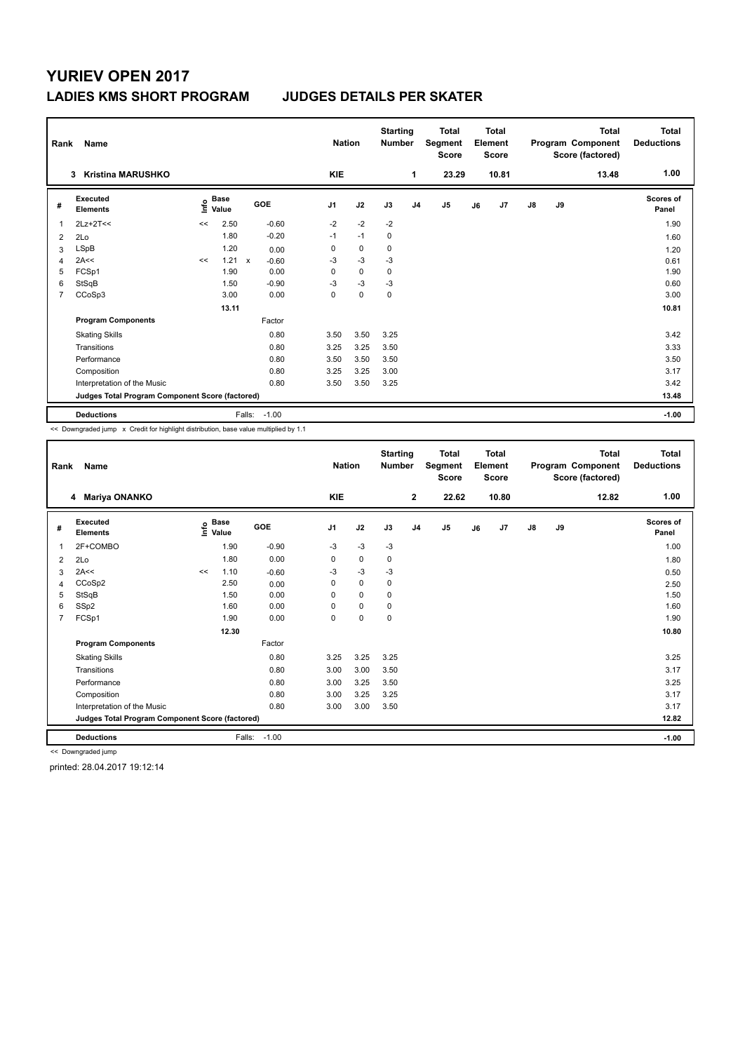# YURIEV OPEN 2017

## LADIES KMS SHORT PROGRAM — JUDGES DETAILS PER SKATER

| Rank | Name | Nation | Starting Number | Total Segment Score | Total Element Score | Total Program Component Score (factored) | Total Deductions |
|---|---|---|---|---|---|---|---|
| 3 | Kristina MARUSHKO | KIE | 1 | 23.29 | 10.81 | 13.48 | 1.00 |

| # | Executed Elements | Info | Base Value | | GOE | J1 | J2 | J3 | J4 | J5 | J6 | J7 | J8 | J9 | Scores of Panel |
|---|---|---|---|---|---|---|---|---|---|---|---|---|---|---|---|
| 1 | 2Lz+2T<< | << | 2.50 | | -0.60 | -2 | -2 | -2 | | | | | | | 1.90 |
| 2 | 2Lo | | 1.80 | | -0.20 | -1 | -1 | 0 | | | | | | | 1.60 |
| 3 | LSpB | | 1.20 | | 0.00 | 0 | 0 | 0 | | | | | | | 1.20 |
| 4 | 2A<< | << | 1.21 | x | -0.60 | -3 | -3 | -3 | | | | | | | 0.61 |
| 5 | FCSp1 | | 1.90 | | 0.00 | 0 | 0 | 0 | | | | | | | 1.90 |
| 6 | StSqB | | 1.50 | | -0.90 | -3 | -3 | -3 | | | | | | | 0.60 |
| 7 | CCoSp3 | | 3.00 | | 0.00 | 0 | 0 | 0 | | | | | | | 3.00 |
| | | | 13.11 | | | | | | | | | | | | 10.81 |
| | **Program Components** | | | | Factor | | | | | | | | | | |
| | Skating Skills | | | | 0.80 | 3.50 | 3.50 | 3.25 | | | | | | | 3.42 |
| | Transitions | | | | 0.80 | 3.25 | 3.25 | 3.50 | | | | | | | 3.33 |
| | Performance | | | | 0.80 | 3.50 | 3.50 | 3.50 | | | | | | | 3.50 |
| | Composition | | | | 0.80 | 3.25 | 3.25 | 3.00 | | | | | | | 3.17 |
| | Interpretation of the Music | | | | 0.80 | 3.50 | 3.50 | 3.25 | | | | | | | 3.42 |
| | **Judges Total Program Component Score (factored)** | | | | | | | | | | | | | | 13.48 |
| | **Deductions** | | | Falls: | -1.00 | | | | | | | | | | -1.00 |

<< Downgraded jump x Credit for highlight distribution, base value multiplied by 1.1

| Rank | Name | Nation | Starting Number | Total Segment Score | Total Element Score | Total Program Component Score (factored) | Total Deductions |
|---|---|---|---|---|---|---|---|
| 4 | Mariya ONANKO | KIE | 2 | 22.62 | 10.80 | 12.82 | 1.00 |

| # | Executed Elements | Info | Base Value | GOE | J1 | J2 | J3 | J4 | J5 | J6 | J7 | J8 | J9 | Scores of Panel |
|---|---|---|---|---|---|---|---|---|---|---|---|---|---|---|
| 1 | 2F+COMBO | | 1.90 | -0.90 | -3 | -3 | -3 | | | | | | | 1.00 |
| 2 | 2Lo | | 1.80 | 0.00 | 0 | 0 | 0 | | | | | | | 1.80 |
| 3 | 2A<< | << | 1.10 | -0.60 | -3 | -3 | -3 | | | | | | | 0.50 |
| 4 | CCoSp2 | | 2.50 | 0.00 | 0 | 0 | 0 | | | | | | | 2.50 |
| 5 | StSqB | | 1.50 | 0.00 | 0 | 0 | 0 | | | | | | | 1.50 |
| 6 | SSp2 | | 1.60 | 0.00 | 0 | 0 | 0 | | | | | | | 1.60 |
| 7 | FCSp1 | | 1.90 | 0.00 | 0 | 0 | 0 | | | | | | | 1.90 |
| | | | 12.30 | | | | | | | | | | | 10.80 |
| | **Program Components** | | | Factor | | | | | | | | | | |
| | Skating Skills | | | 0.80 | 3.25 | 3.25 | 3.25 | | | | | | | 3.25 |
| | Transitions | | | 0.80 | 3.00 | 3.00 | 3.50 | | | | | | | 3.17 |
| | Performance | | | 0.80 | 3.00 | 3.25 | 3.50 | | | | | | | 3.25 |
| | Composition | | | 0.80 | 3.00 | 3.25 | 3.25 | | | | | | | 3.17 |
| | Interpretation of the Music | | | 0.80 | 3.00 | 3.00 | 3.50 | | | | | | | 3.17 |
| | **Judges Total Program Component Score (factored)** | | | | | | | | | | | | | 12.82 |
| | **Deductions** | | Falls: | -1.00 | | | | | | | | | | -1.00 |

<< Downgraded jump

printed: 28.04.2017 19:12:14